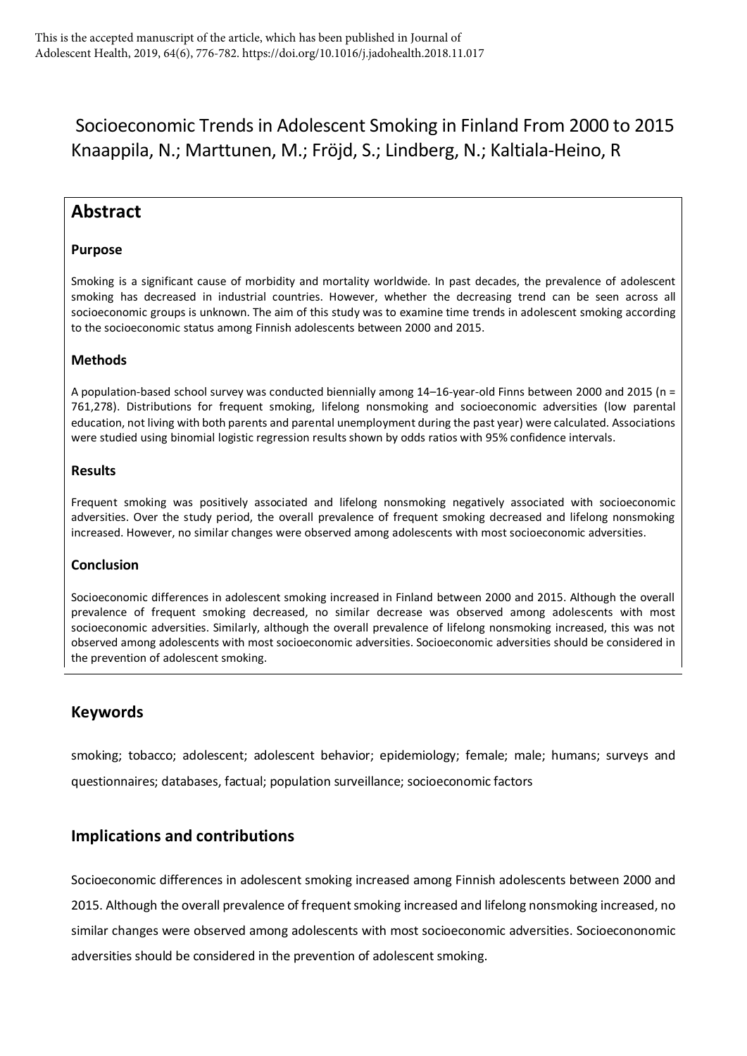This is the accepted manuscript of the article, which has been published in Journal of Adolescent Health, 2019, 64(6), 776-782. https://doi.org/10.1016/j.jadohealth.2018.11.017

# Socioeconomic Trends in Adolescent Smoking in Finland From 2000 to 2015

Knaappila, N.; Marttunen, M.; Fröjd, S.; Lindberg, N.; Kaltiala-Heino, R

## Abstract

### Purpose

Smoking is a significant cause of morbidity and mortality worldwide. In past decades, the prevalence of adolescent smoking has decreased in industrial countries. However, whether the decreasing trend can be seen across all socioeconomic groups is unknown. The aim of this study was to examine time trends in adolescent smoking according to the socioeconomic status among Finnish adolescents between 2000 and 2015.

### Methods

A population-based school survey was conducted biennially among 14–16-year-old Finns between 2000 and 2015 (n = 761,278). Distributions for frequent smoking, lifelong nonsmoking and socioeconomic adversities (low parental education, not living with both parents and parental unemployment during the past year) were calculated. Associations were studied using binomial logistic regression results shown by odds ratios with 95% confidence intervals.

### Results

Frequent smoking was positively associated and lifelong nonsmoking negatively associated with socioeconomic adversities. Over the study period, the overall prevalence of frequent smoking decreased and lifelong nonsmoking increased. However, no similar changes were observed among adolescents with most socioeconomic adversities.

### Conclusion

Socioeconomic differences in adolescent smoking increased in Finland between 2000 and 2015. Although the overall prevalence of frequent smoking decreased, no similar decrease was observed among adolescents with most socioeconomic adversities. Similarly, although the overall prevalence of lifelong nonsmoking increased, this was not observed among adolescents with most socioeconomic adversities. Socioeconomic adversities should be considered in the prevention of adolescent smoking.

## Keywords

smoking; tobacco; adolescent; adolescent behavior; epidemiology; female; male; humans; surveys and questionnaires; databases, factual; population surveillance; socioeconomic factors

## Implications and contributions

Socioeconomic differences in adolescent smoking increased among Finnish adolescents between 2000 and 2015. Although the overall prevalence of frequent smoking increased and lifelong nonsmoking increased, no similar changes were observed among adolescents with most socioeconomic adversities. Socioecononomic adversities should be considered in the prevention of adolescent smoking.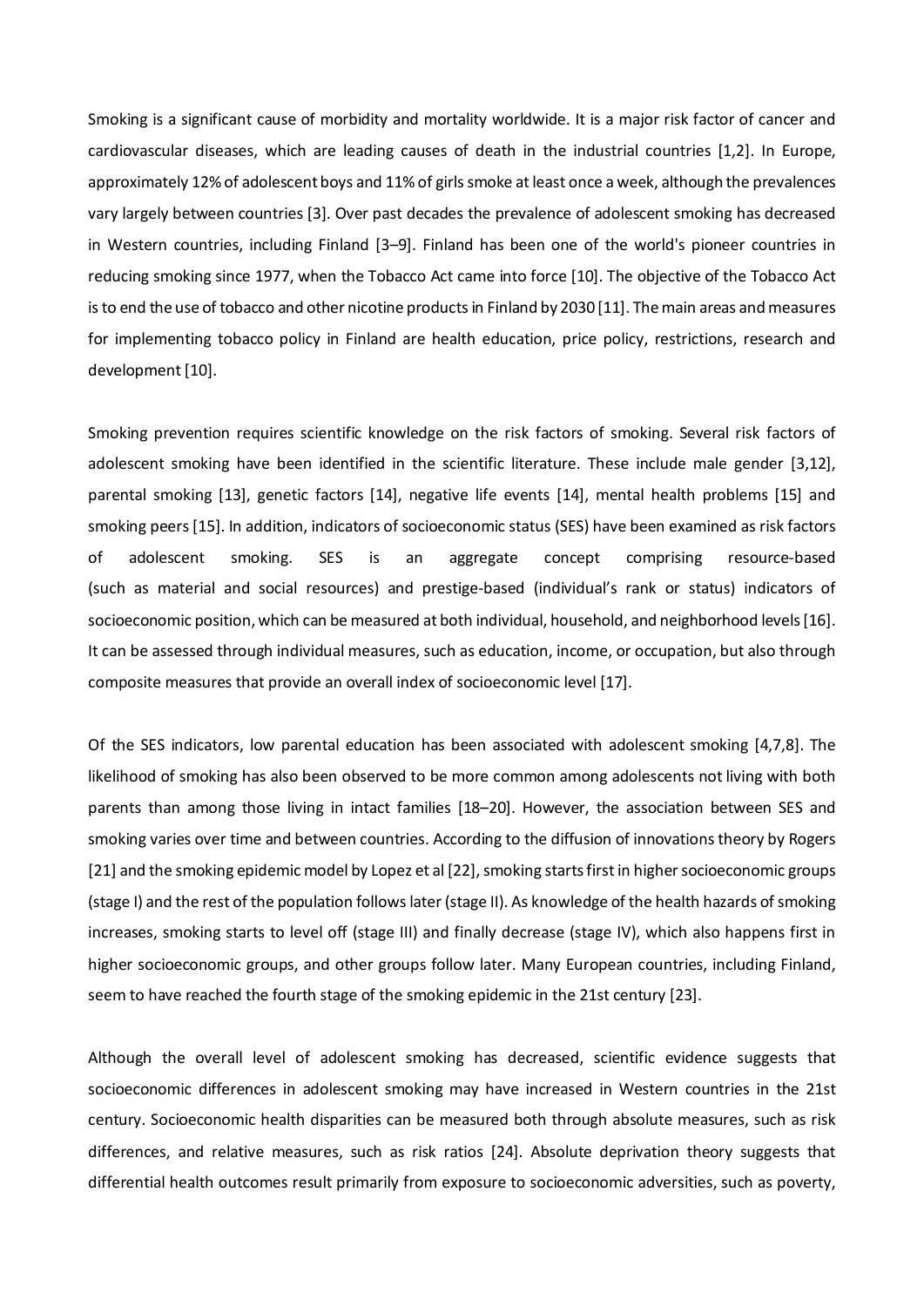Smoking is a significant cause of morbidity and mortality worldwide. It is a major risk factor of cancer and cardiovascular diseases, which are leading causes of death in the industrial countries [1,2]. In Europe, approximately 12% of adolescent boys and 11% of girls smoke at least once a week, although the prevalences vary largely between countries [3]. Over past decades the prevalence of adolescent smoking has decreased in Western countries, including Finland [3–9]. Finland has been one of the world's pioneer countries in reducing smoking since 1977, when the Tobacco Act came into force [10]. The objective of the Tobacco Act is to end the use of tobacco and other nicotine products in Finland by 2030 [11]. The main areas and measures for implementing tobacco policy in Finland are health education, price policy, restrictions, research and development [10].

Smoking prevention requires scientific knowledge on the risk factors of smoking. Several risk factors of adolescent smoking have been identified in the scientific literature. These include male gender [3,12], parental smoking [13], genetic factors [14], negative life events [14], mental health problems [15] and smoking peers [15]. In addition, indicators of socioeconomic status (SES) have been examined as risk factors of adolescent smoking. SES is an aggregate concept comprising resource-based (such as material and social resources) and prestige-based (individual's rank or status) indicators of socioeconomic position, which can be measured at both individual, household, and neighborhood levels [16]. It can be assessed through individual measures, such as education, income, or occupation, but also through composite measures that provide an overall index of socioeconomic level [17].

Of the SES indicators, low parental education has been associated with adolescent smoking [4,7,8]. The likelihood of smoking has also been observed to be more common among adolescents not living with both parents than among those living in intact families [18–20]. However, the association between SES and smoking varies over time and between countries. According to the diffusion of innovations theory by Rogers [21] and the smoking epidemic model by Lopez et al [22], smoking starts first in higher socioeconomic groups (stage I) and the rest of the population follows later (stage II). As knowledge of the health hazards of smoking increases, smoking starts to level off (stage III) and finally decrease (stage IV), which also happens first in higher socioeconomic groups, and other groups follow later. Many European countries, including Finland, seem to have reached the fourth stage of the smoking epidemic in the 21st century [23].

Although the overall level of adolescent smoking has decreased, scientific evidence suggests that socioeconomic differences in adolescent smoking may have increased in Western countries in the 21st century. Socioeconomic health disparities can be measured both through absolute measures, such as risk differences, and relative measures, such as risk ratios [24]. Absolute deprivation theory suggests that differential health outcomes result primarily from exposure to socioeconomic adversities, such as poverty,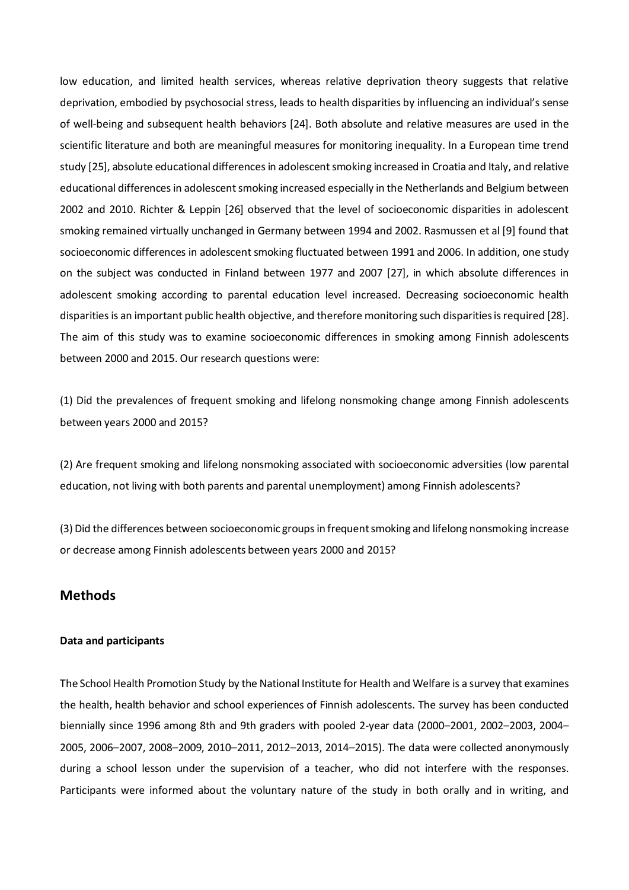low education, and limited health services, whereas relative deprivation theory suggests that relative deprivation, embodied by psychosocial stress, leads to health disparities by influencing an individual's sense of well-being and subsequent health behaviors [24]. Both absolute and relative measures are used in the scientific literature and both are meaningful measures for monitoring inequality. In a European time trend study [25], absolute educational differences in adolescent smoking increased in Croatia and Italy, and relative educational differences in adolescent smoking increased especially in the Netherlands and Belgium between 2002 and 2010. Richter & Leppin [26] observed that the level of socioeconomic disparities in adolescent smoking remained virtually unchanged in Germany between 1994 and 2002. Rasmussen et al [9] found that socioeconomic differences in adolescent smoking fluctuated between 1991 and 2006. In addition, one study on the subject was conducted in Finland between 1977 and 2007 [27], in which absolute differences in adolescent smoking according to parental education level increased. Decreasing socioeconomic health disparities is an important public health objective, and therefore monitoring such disparities is required [28]. The aim of this study was to examine socioeconomic differences in smoking among Finnish adolescents between 2000 and 2015. Our research questions were:

(1) Did the prevalences of frequent smoking and lifelong nonsmoking change among Finnish adolescents between years 2000 and 2015?

(2) Are frequent smoking and lifelong nonsmoking associated with socioeconomic adversities (low parental education, not living with both parents and parental unemployment) among Finnish adolescents?

(3) Did the differences between socioeconomic groups in frequent smoking and lifelong nonsmoking increase or decrease among Finnish adolescents between years 2000 and 2015?

## Methods

### Data and participants

The School Health Promotion Study by the National Institute for Health and Welfare is a survey that examines the health, health behavior and school experiences of Finnish adolescents. The survey has been conducted biennially since 1996 among 8th and 9th graders with pooled 2-year data (2000–2001, 2002–2003, 2004–2005, 2006–2007, 2008–2009, 2010–2011, 2012–2013, 2014–2015). The data were collected anonymously during a school lesson under the supervision of a teacher, who did not interfere with the responses. Participants were informed about the voluntary nature of the study in both orally and in writing, and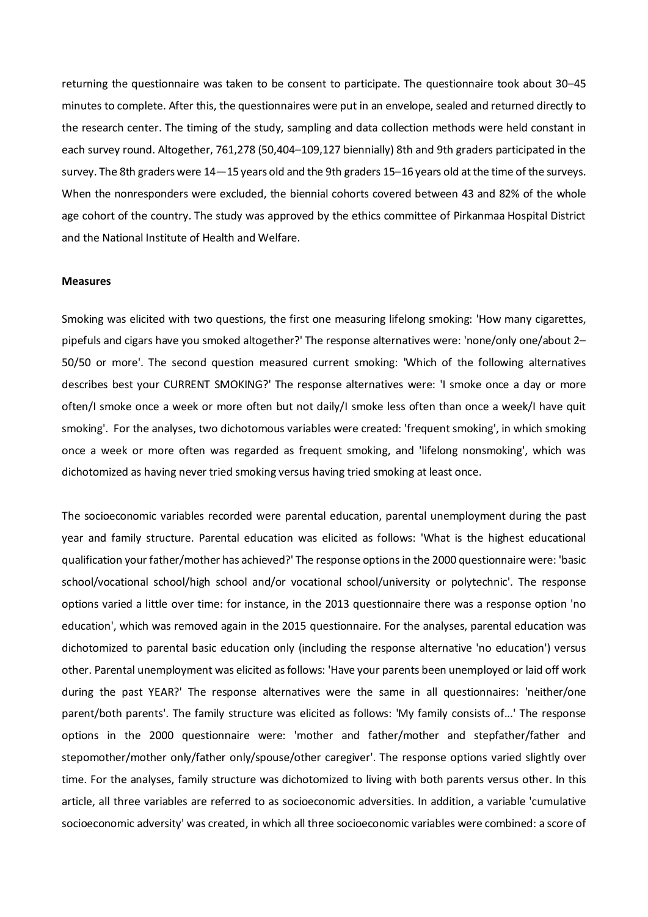returning the questionnaire was taken to be consent to participate. The questionnaire took about 30–45 minutes to complete. After this, the questionnaires were put in an envelope, sealed and returned directly to the research center. The timing of the study, sampling and data collection methods were held constant in each survey round. Altogether, 761,278 (50,404–109,127 biennially) 8th and 9th graders participated in the survey. The 8th graders were 14—15 years old and the 9th graders 15–16 years old at the time of the surveys. When the nonresponders were excluded, the biennial cohorts covered between 43 and 82% of the whole age cohort of the country. The study was approved by the ethics committee of Pirkanmaa Hospital District and the National Institute of Health and Welfare.

**Measures**

Smoking was elicited with two questions, the first one measuring lifelong smoking: 'How many cigarettes, pipefuls and cigars have you smoked altogether?' The response alternatives were: 'none/only one/about 2–50/50 or more'. The second question measured current smoking: 'Which of the following alternatives describes best your CURRENT SMOKING?' The response alternatives were: 'I smoke once a day or more often/I smoke once a week or more often but not daily/I smoke less often than once a week/I have quit smoking'. For the analyses, two dichotomous variables were created: 'frequent smoking', in which smoking once a week or more often was regarded as frequent smoking, and 'lifelong nonsmoking', which was dichotomized as having never tried smoking versus having tried smoking at least once.

The socioeconomic variables recorded were parental education, parental unemployment during the past year and family structure. Parental education was elicited as follows: 'What is the highest educational qualification your father/mother has achieved?' The response options in the 2000 questionnaire were: 'basic school/vocational school/high school and/or vocational school/university or polytechnic'. The response options varied a little over time: for instance, in the 2013 questionnaire there was a response option 'no education', which was removed again in the 2015 questionnaire. For the analyses, parental education was dichotomized to parental basic education only (including the response alternative 'no education') versus other. Parental unemployment was elicited as follows: 'Have your parents been unemployed or laid off work during the past YEAR?' The response alternatives were the same in all questionnaires: 'neither/one parent/both parents'. The family structure was elicited as follows: 'My family consists of…' The response options in the 2000 questionnaire were: 'mother and father/mother and stepfather/father and stepomother/mother only/father only/spouse/other caregiver'. The response options varied slightly over time. For the analyses, family structure was dichotomized to living with both parents versus other. In this article, all three variables are referred to as socioeconomic adversities. In addition, a variable 'cumulative socioeconomic adversity' was created, in which all three socioeconomic variables were combined: a score of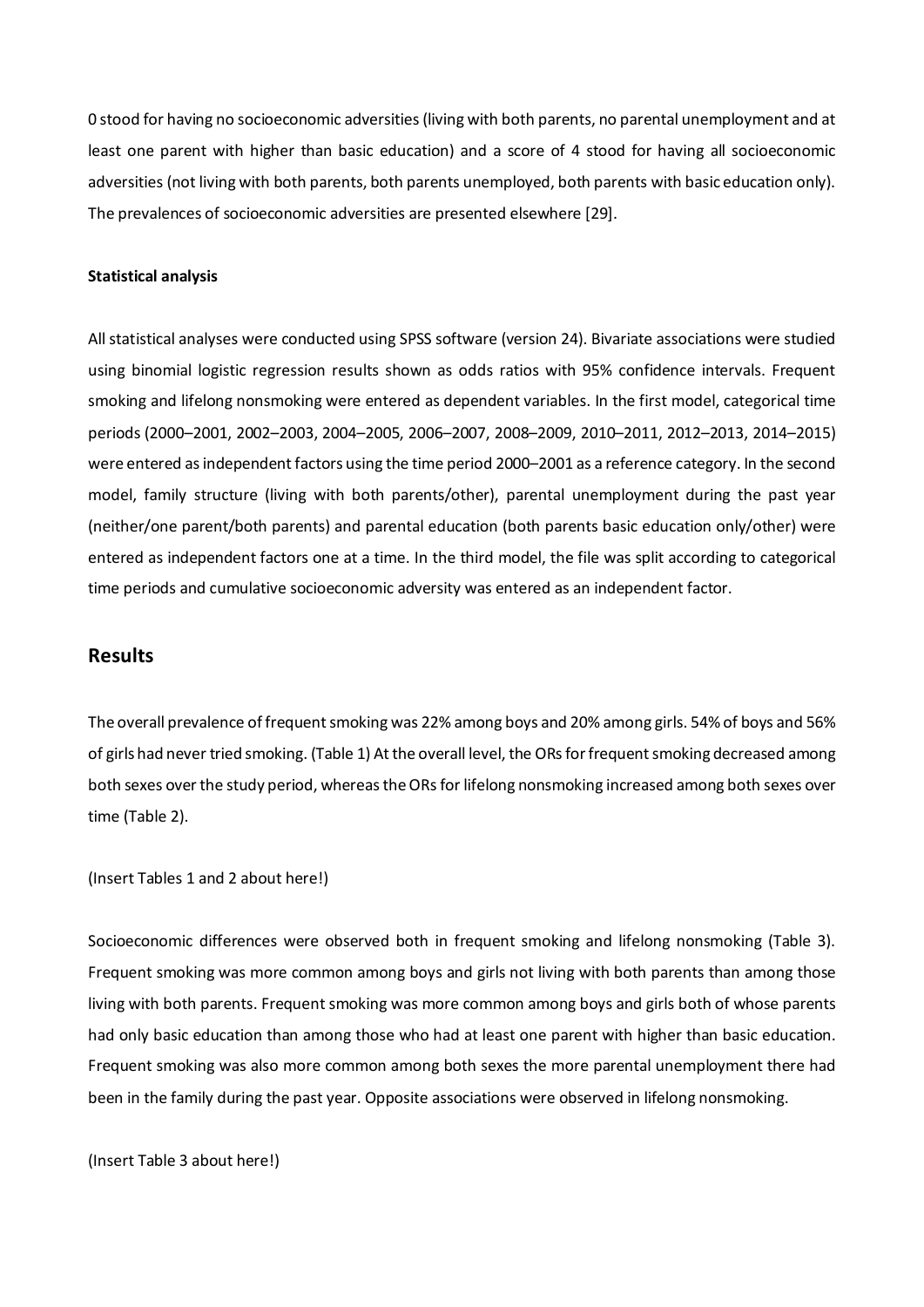0 stood for having no socioeconomic adversities (living with both parents, no parental unemployment and at least one parent with higher than basic education) and a score of 4 stood for having all socioeconomic adversities (not living with both parents, both parents unemployed, both parents with basic education only). The prevalences of socioeconomic adversities are presented elsewhere [29].

**Statistical analysis**

All statistical analyses were conducted using SPSS software (version 24). Bivariate associations were studied using binomial logistic regression results shown as odds ratios with 95% confidence intervals. Frequent smoking and lifelong nonsmoking were entered as dependent variables. In the first model, categorical time periods (2000–2001, 2002–2003, 2004–2005, 2006–2007, 2008–2009, 2010–2011, 2012–2013, 2014–2015) were entered as independent factors using the time period 2000–2001 as a reference category. In the second model, family structure (living with both parents/other), parental unemployment during the past year (neither/one parent/both parents) and parental education (both parents basic education only/other) were entered as independent factors one at a time. In the third model, the file was split according to categorical time periods and cumulative socioeconomic adversity was entered as an independent factor.

## Results

The overall prevalence of frequent smoking was 22% among boys and 20% among girls. 54% of boys and 56% of girls had never tried smoking. (Table 1) At the overall level, the ORs for frequent smoking decreased among both sexes over the study period, whereas the ORs for lifelong nonsmoking increased among both sexes over time (Table 2).

(Insert Tables 1 and 2 about here!)

Socioeconomic differences were observed both in frequent smoking and lifelong nonsmoking (Table 3). Frequent smoking was more common among boys and girls not living with both parents than among those living with both parents. Frequent smoking was more common among boys and girls both of whose parents had only basic education than among those who had at least one parent with higher than basic education. Frequent smoking was also more common among both sexes the more parental unemployment there had been in the family during the past year. Opposite associations were observed in lifelong nonsmoking.

(Insert Table 3 about here!)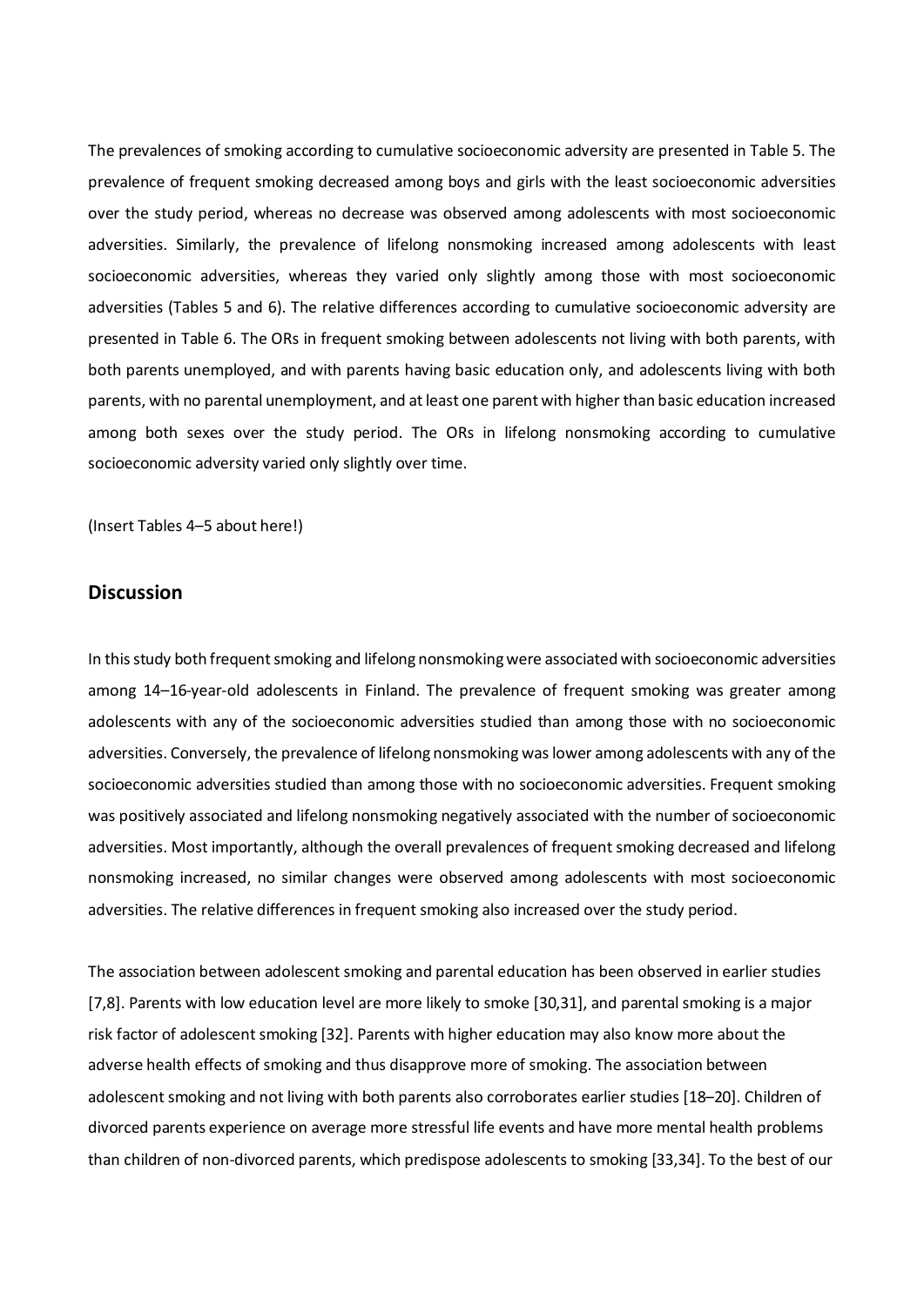The prevalences of smoking according to cumulative socioeconomic adversity are presented in Table 5. The prevalence of frequent smoking decreased among boys and girls with the least socioeconomic adversities over the study period, whereas no decrease was observed among adolescents with most socioeconomic adversities. Similarly, the prevalence of lifelong nonsmoking increased among adolescents with least socioeconomic adversities, whereas they varied only slightly among those with most socioeconomic adversities (Tables 5 and 6). The relative differences according to cumulative socioeconomic adversity are presented in Table 6. The ORs in frequent smoking between adolescents not living with both parents, with both parents unemployed, and with parents having basic education only, and adolescents living with both parents, with no parental unemployment, and at least one parent with higher than basic education increased among both sexes over the study period. The ORs in lifelong nonsmoking according to cumulative socioeconomic adversity varied only slightly over time.

(Insert Tables 4–5 about here!)

## Discussion

In this study both frequent smoking and lifelong nonsmoking were associated with socioeconomic adversities among 14–16-year-old adolescents in Finland. The prevalence of frequent smoking was greater among adolescents with any of the socioeconomic adversities studied than among those with no socioeconomic adversities. Conversely, the prevalence of lifelong nonsmoking was lower among adolescents with any of the socioeconomic adversities studied than among those with no socioeconomic adversities. Frequent smoking was positively associated and lifelong nonsmoking negatively associated with the number of socioeconomic adversities. Most importantly, although the overall prevalences of frequent smoking decreased and lifelong nonsmoking increased, no similar changes were observed among adolescents with most socioeconomic adversities. The relative differences in frequent smoking also increased over the study period.

The association between adolescent smoking and parental education has been observed in earlier studies [7,8]. Parents with low education level are more likely to smoke [30,31], and parental smoking is a major risk factor of adolescent smoking [32]. Parents with higher education may also know more about the adverse health effects of smoking and thus disapprove more of smoking. The association between adolescent smoking and not living with both parents also corroborates earlier studies [18–20]. Children of divorced parents experience on average more stressful life events and have more mental health problems than children of non-divorced parents, which predispose adolescents to smoking [33,34]. To the best of our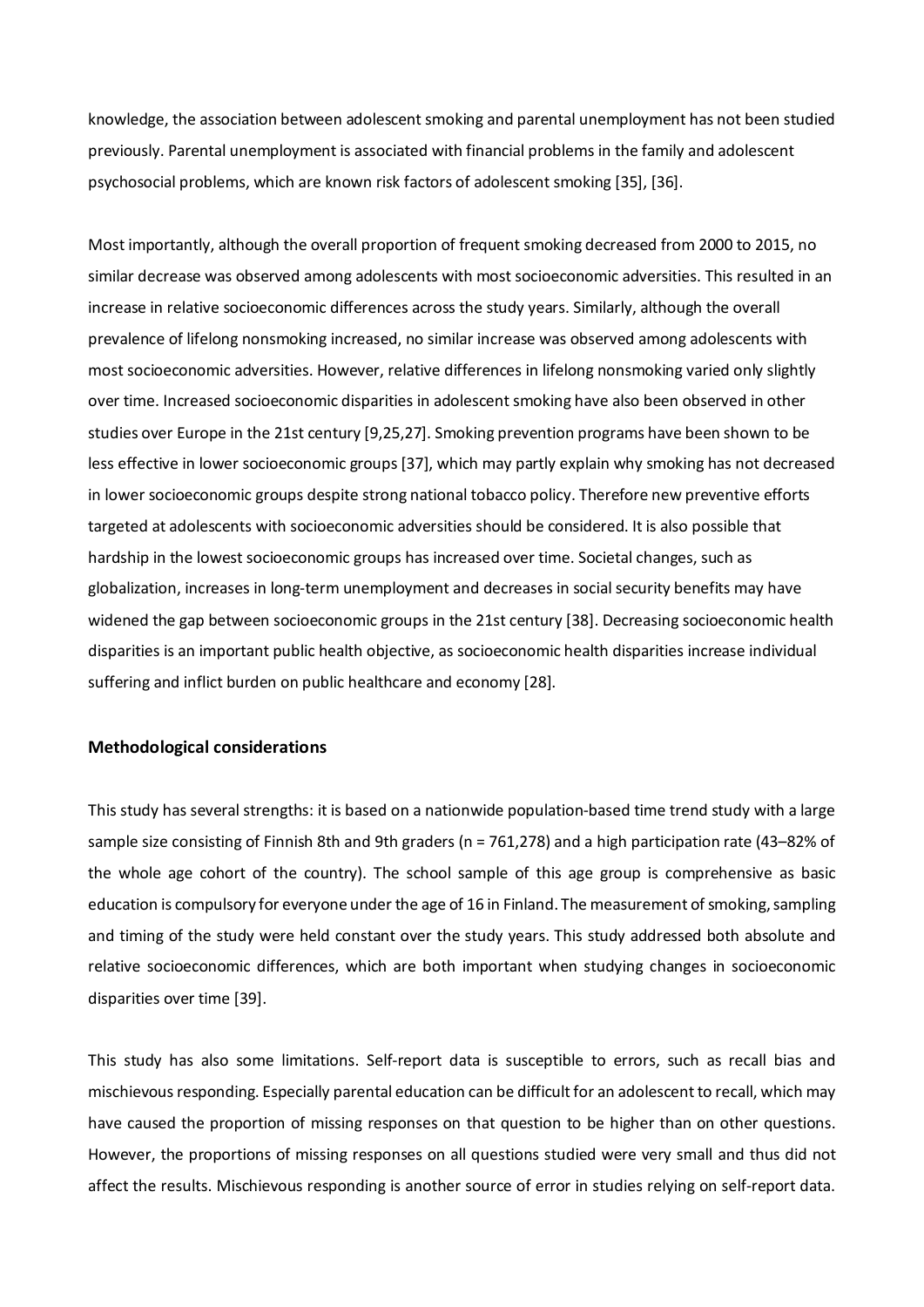knowledge, the association between adolescent smoking and parental unemployment has not been studied previously. Parental unemployment is associated with financial problems in the family and adolescent psychosocial problems, which are known risk factors of adolescent smoking [35], [36].

Most importantly, although the overall proportion of frequent smoking decreased from 2000 to 2015, no similar decrease was observed among adolescents with most socioeconomic adversities. This resulted in an increase in relative socioeconomic differences across the study years. Similarly, although the overall prevalence of lifelong nonsmoking increased, no similar increase was observed among adolescents with most socioeconomic adversities. However, relative differences in lifelong nonsmoking varied only slightly over time. Increased socioeconomic disparities in adolescent smoking have also been observed in other studies over Europe in the 21st century [9,25,27]. Smoking prevention programs have been shown to be less effective in lower socioeconomic groups [37], which may partly explain why smoking has not decreased in lower socioeconomic groups despite strong national tobacco policy. Therefore new preventive efforts targeted at adolescents with socioeconomic adversities should be considered. It is also possible that hardship in the lowest socioeconomic groups has increased over time. Societal changes, such as globalization, increases in long-term unemployment and decreases in social security benefits may have widened the gap between socioeconomic groups in the 21st century [38]. Decreasing socioeconomic health disparities is an important public health objective, as socioeconomic health disparities increase individual suffering and inflict burden on public healthcare and economy [28].

### Methodological considerations

This study has several strengths: it is based on a nationwide population-based time trend study with a large sample size consisting of Finnish 8th and 9th graders (n = 761,278) and a high participation rate (43–82% of the whole age cohort of the country). The school sample of this age group is comprehensive as basic education is compulsory for everyone under the age of 16 in Finland. The measurement of smoking, sampling and timing of the study were held constant over the study years. This study addressed both absolute and relative socioeconomic differences, which are both important when studying changes in socioeconomic disparities over time [39].

This study has also some limitations. Self-report data is susceptible to errors, such as recall bias and mischievous responding. Especially parental education can be difficult for an adolescent to recall, which may have caused the proportion of missing responses on that question to be higher than on other questions. However, the proportions of missing responses on all questions studied were very small and thus did not affect the results. Mischievous responding is another source of error in studies relying on self-report data.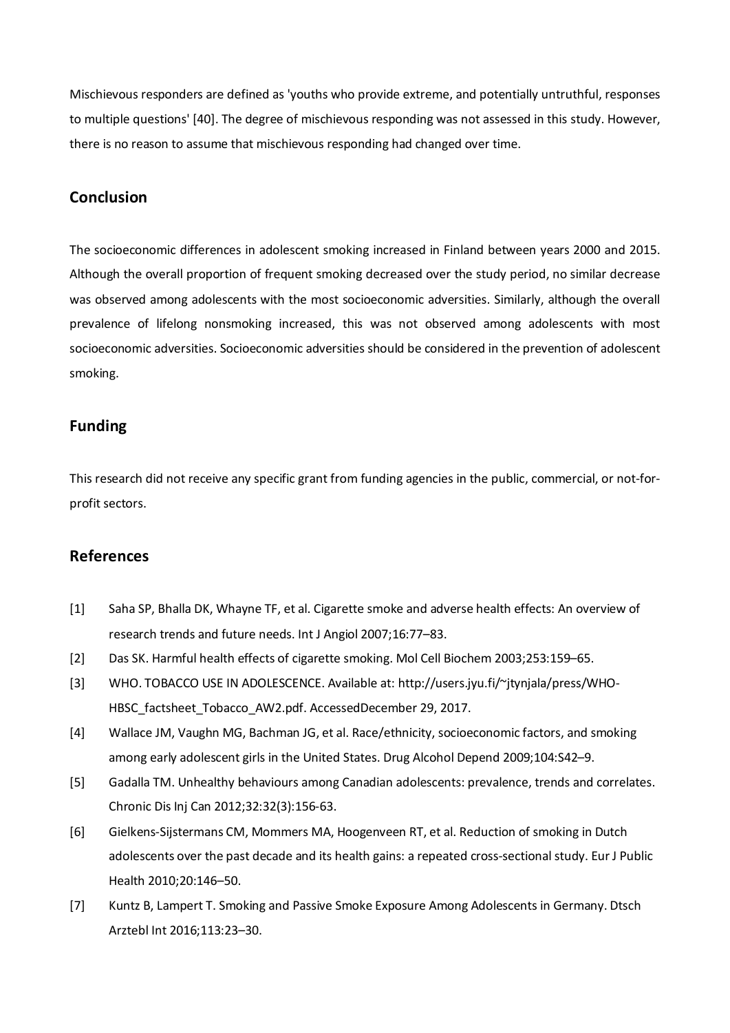Mischievous responders are defined as 'youths who provide extreme, and potentially untruthful, responses to multiple questions' [40]. The degree of mischievous responding was not assessed in this study. However, there is no reason to assume that mischievous responding had changed over time.

## Conclusion

The socioeconomic differences in adolescent smoking increased in Finland between years 2000 and 2015. Although the overall proportion of frequent smoking decreased over the study period, no similar decrease was observed among adolescents with the most socioeconomic adversities. Similarly, although the overall prevalence of lifelong nonsmoking increased, this was not observed among adolescents with most socioeconomic adversities. Socioeconomic adversities should be considered in the prevention of adolescent smoking.

## Funding

This research did not receive any specific grant from funding agencies in the public, commercial, or not-for-profit sectors.

## References

[1] Saha SP, Bhalla DK, Whayne TF, et al. Cigarette smoke and adverse health effects: An overview of research trends and future needs. Int J Angiol 2007;16:77–83.

[2] Das SK. Harmful health effects of cigarette smoking. Mol Cell Biochem 2003;253:159–65.

[3] WHO. TOBACCO USE IN ADOLESCENCE. Available at: http://users.jyu.fi/~jtynjala/press/WHO-HBSC_factsheet_Tobacco_AW2.pdf. AccessedDecember 29, 2017.

[4] Wallace JM, Vaughn MG, Bachman JG, et al. Race/ethnicity, socioeconomic factors, and smoking among early adolescent girls in the United States. Drug Alcohol Depend 2009;104:S42–9.

[5] Gadalla TM. Unhealthy behaviours among Canadian adolescents: prevalence, trends and correlates. Chronic Dis Inj Can 2012;32:32(3):156-63.

[6] Gielkens-Sijstermans CM, Mommers MA, Hoogenveen RT, et al. Reduction of smoking in Dutch adolescents over the past decade and its health gains: a repeated cross-sectional study. Eur J Public Health 2010;20:146–50.

[7] Kuntz B, Lampert T. Smoking and Passive Smoke Exposure Among Adolescents in Germany. Dtsch Arztebl Int 2016;113:23–30.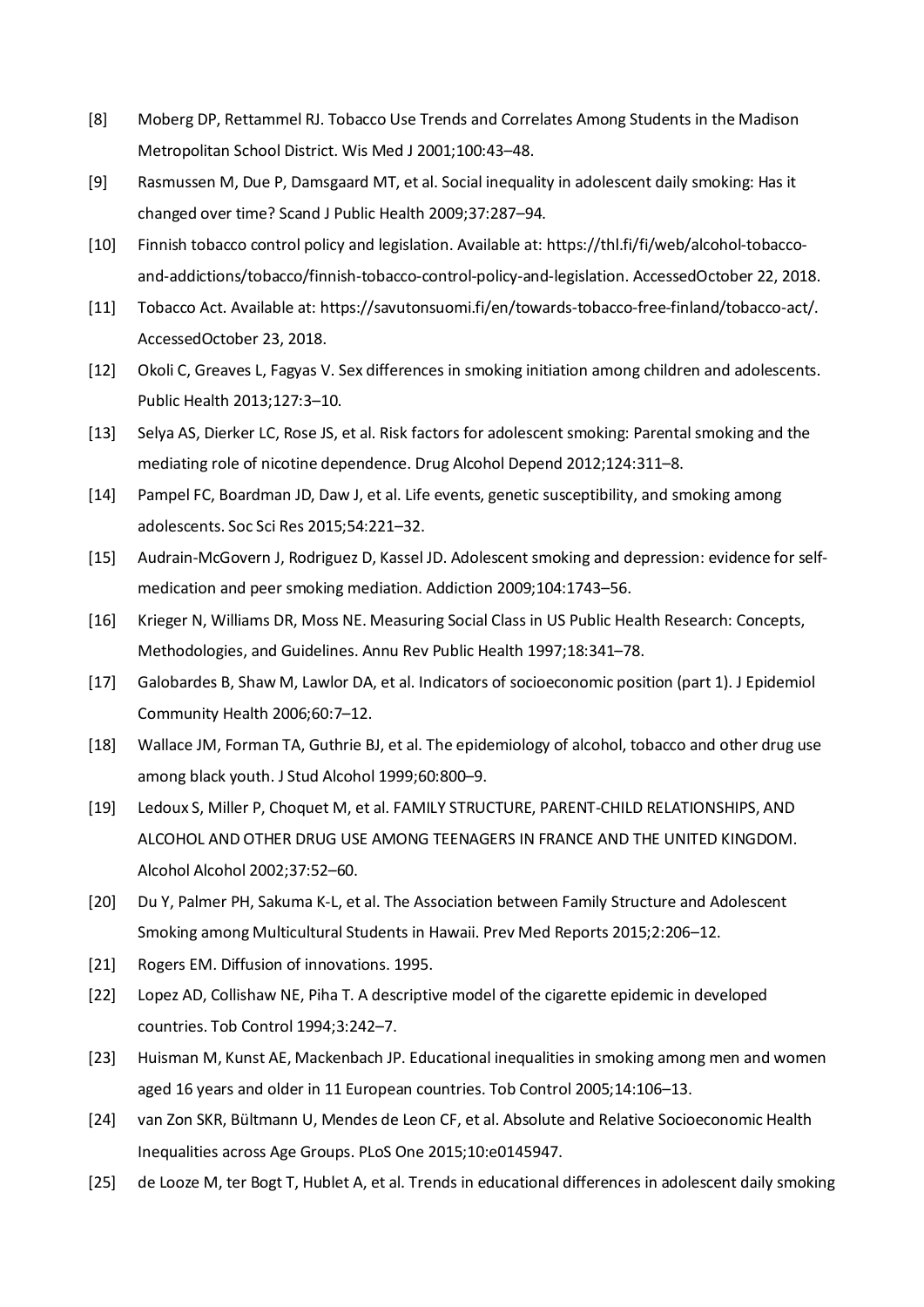[8] Moberg DP, Rettammel RJ. Tobacco Use Trends and Correlates Among Students in the Madison Metropolitan School District. Wis Med J 2001;100:43–48.

[9] Rasmussen M, Due P, Damsgaard MT, et al. Social inequality in adolescent daily smoking: Has it changed over time? Scand J Public Health 2009;37:287–94.

[10] Finnish tobacco control policy and legislation. Available at: https://thl.fi/fi/web/alcohol-tobacco-and-addictions/tobacco/finnish-tobacco-control-policy-and-legislation. AccessedOctober 22, 2018.

[11] Tobacco Act. Available at: https://savutonsuomi.fi/en/towards-tobacco-free-finland/tobacco-act/. AccessedOctober 23, 2018.

[12] Okoli C, Greaves L, Fagyas V. Sex differences in smoking initiation among children and adolescents. Public Health 2013;127:3–10.

[13] Selya AS, Dierker LC, Rose JS, et al. Risk factors for adolescent smoking: Parental smoking and the mediating role of nicotine dependence. Drug Alcohol Depend 2012;124:311–8.

[14] Pampel FC, Boardman JD, Daw J, et al. Life events, genetic susceptibility, and smoking among adolescents. Soc Sci Res 2015;54:221–32.

[15] Audrain-McGovern J, Rodriguez D, Kassel JD. Adolescent smoking and depression: evidence for self-medication and peer smoking mediation. Addiction 2009;104:1743–56.

[16] Krieger N, Williams DR, Moss NE. Measuring Social Class in US Public Health Research: Concepts, Methodologies, and Guidelines. Annu Rev Public Health 1997;18:341–78.

[17] Galobardes B, Shaw M, Lawlor DA, et al. Indicators of socioeconomic position (part 1). J Epidemiol Community Health 2006;60:7–12.

[18] Wallace JM, Forman TA, Guthrie BJ, et al. The epidemiology of alcohol, tobacco and other drug use among black youth. J Stud Alcohol 1999;60:800–9.

[19] Ledoux S, Miller P, Choquet M, et al. FAMILY STRUCTURE, PARENT-CHILD RELATIONSHIPS, AND ALCOHOL AND OTHER DRUG USE AMONG TEENAGERS IN FRANCE AND THE UNITED KINGDOM. Alcohol Alcohol 2002;37:52–60.

[20] Du Y, Palmer PH, Sakuma K-L, et al. The Association between Family Structure and Adolescent Smoking among Multicultural Students in Hawaii. Prev Med Reports 2015;2:206–12.

[21] Rogers EM. Diffusion of innovations. 1995.

[22] Lopez AD, Collishaw NE, Piha T. A descriptive model of the cigarette epidemic in developed countries. Tob Control 1994;3:242–7.

[23] Huisman M, Kunst AE, Mackenbach JP. Educational inequalities in smoking among men and women aged 16 years and older in 11 European countries. Tob Control 2005;14:106–13.

[24] van Zon SKR, Bültmann U, Mendes de Leon CF, et al. Absolute and Relative Socioeconomic Health Inequalities across Age Groups. PLoS One 2015;10:e0145947.

[25] de Looze M, ter Bogt T, Hublet A, et al. Trends in educational differences in adolescent daily smoking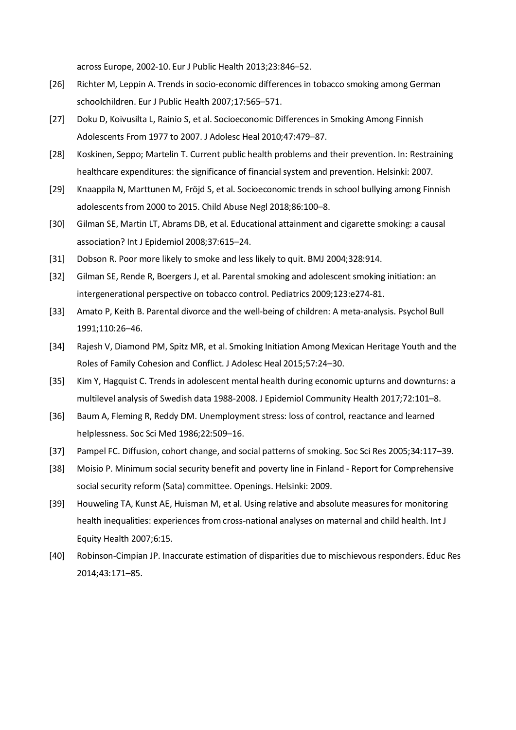across Europe, 2002-10. Eur J Public Health 2013;23:846–52.

[26] Richter M, Leppin A. Trends in socio-economic differences in tobacco smoking among German schoolchildren. Eur J Public Health 2007;17:565–571.

[27] Doku D, Koivusilta L, Rainio S, et al. Socioeconomic Differences in Smoking Among Finnish Adolescents From 1977 to 2007. J Adolesc Heal 2010;47:479–87.

[28] Koskinen, Seppo; Martelin T. Current public health problems and their prevention. In: Restraining healthcare expenditures: the significance of financial system and prevention. Helsinki: 2007.

[29] Knaappila N, Marttunen M, Fröjd S, et al. Socioeconomic trends in school bullying among Finnish adolescents from 2000 to 2015. Child Abuse Negl 2018;86:100–8.

[30] Gilman SE, Martin LT, Abrams DB, et al. Educational attainment and cigarette smoking: a causal association? Int J Epidemiol 2008;37:615–24.

[31] Dobson R. Poor more likely to smoke and less likely to quit. BMJ 2004;328:914.

[32] Gilman SE, Rende R, Boergers J, et al. Parental smoking and adolescent smoking initiation: an intergenerational perspective on tobacco control. Pediatrics 2009;123:e274-81.

[33] Amato P, Keith B. Parental divorce and the well-being of children: A meta-analysis. Psychol Bull 1991;110:26–46.

[34] Rajesh V, Diamond PM, Spitz MR, et al. Smoking Initiation Among Mexican Heritage Youth and the Roles of Family Cohesion and Conflict. J Adolesc Heal 2015;57:24–30.

[35] Kim Y, Hagquist C. Trends in adolescent mental health during economic upturns and downturns: a multilevel analysis of Swedish data 1988-2008. J Epidemiol Community Health 2017;72:101–8.

[36] Baum A, Fleming R, Reddy DM. Unemployment stress: loss of control, reactance and learned helplessness. Soc Sci Med 1986;22:509–16.

[37] Pampel FC. Diffusion, cohort change, and social patterns of smoking. Soc Sci Res 2005;34:117–39.

[38] Moisio P. Minimum social security benefit and poverty line in Finland - Report for Comprehensive social security reform (Sata) committee. Openings. Helsinki: 2009.

[39] Houweling TA, Kunst AE, Huisman M, et al. Using relative and absolute measures for monitoring health inequalities: experiences from cross-national analyses on maternal and child health. Int J Equity Health 2007;6:15.

[40] Robinson-Cimpian JP. Inaccurate estimation of disparities due to mischievous responders. Educ Res 2014;43:171–85.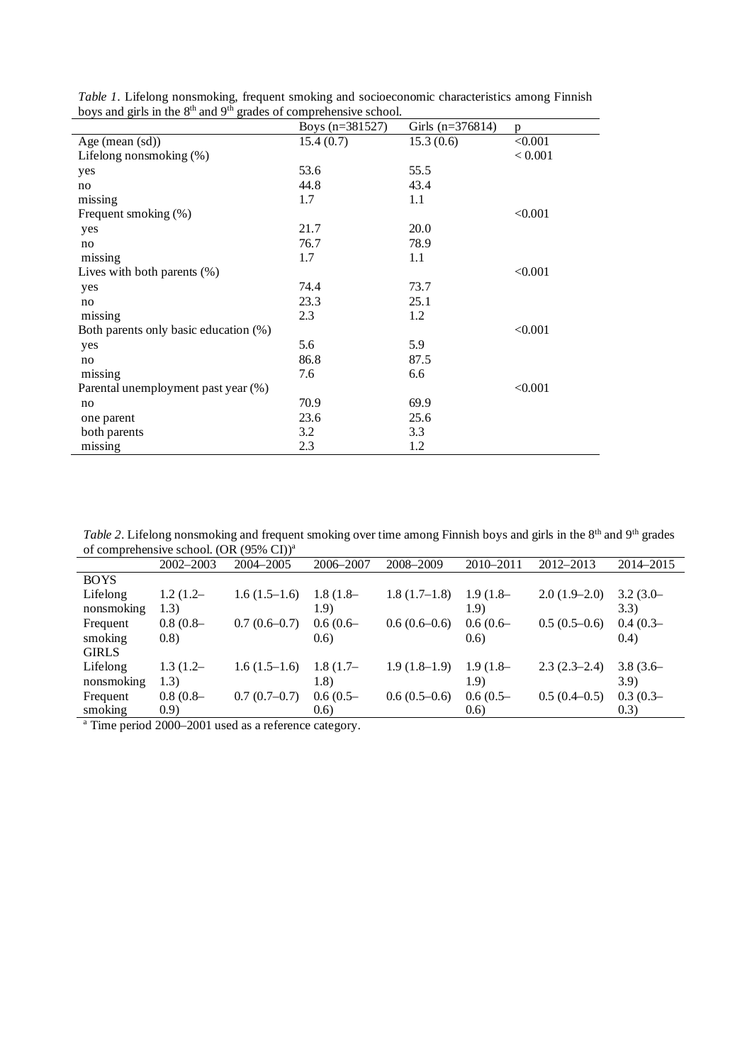*Table 1*. Lifelong nonsmoking, frequent smoking and socioeconomic characteristics among Finnish boys and girls in the 8th and 9th grades of comprehensive school.

| | Boys (n=381527) | Girls (n=376814) | p |
|---|---|---|---|
| Age (mean (sd)) | 15.4 (0.7) | 15.3 (0.6) | <0.001 |
| Lifelong nonsmoking (%) | | | < 0.001 |
| yes | 53.6 | 55.5 | |
| no | 44.8 | 43.4 | |
| missing | 1.7 | 1.1 | |
| Frequent smoking (%) | | | <0.001 |
| yes | 21.7 | 20.0 | |
| no | 76.7 | 78.9 | |
| missing | 1.7 | 1.1 | |
| Lives with both parents (%) | | | <0.001 |
| yes | 74.4 | 73.7 | |
| no | 23.3 | 25.1 | |
| missing | 2.3 | 1.2 | |
| Both parents only basic education (%) | | | <0.001 |
| yes | 5.6 | 5.9 | |
| no | 86.8 | 87.5 | |
| missing | 7.6 | 6.6 | |
| Parental unemployment past year (%) | | | <0.001 |
| no | 70.9 | 69.9 | |
| one parent | 23.6 | 25.6 | |
| both parents | 3.2 | 3.3 | |
| missing | 2.3 | 1.2 | |

*Table 2*. Lifelong nonsmoking and frequent smoking over time among Finnish boys and girls in the 8th and 9th grades of comprehensive school. (OR (95% CI))[a]

| | 2002–2003 | 2004–2005 | 2006–2007 | 2008–2009 | 2010–2011 | 2012–2013 | 2014–2015 |
|---|---|---|---|---|---|---|---|
| BOYS | | | | | | | |
| Lifelong nonsmoking | 1.2 (1.2–1.3) | 1.6 (1.5–1.6) | 1.8 (1.8–1.9) | 1.8 (1.7–1.8) | 1.9 (1.8–1.9) | 2.0 (1.9–2.0) | 3.2 (3.0–3.3) |
| Frequent smoking | 0.8 (0.8–0.8) | 0.7 (0.6–0.7) | 0.6 (0.6–0.6) | 0.6 (0.6–0.6) | 0.6 (0.6–0.6) | 0.5 (0.5–0.6) | 0.4 (0.3–0.4) |
| GIRLS | | | | | | | |
| Lifelong nonsmoking | 1.3 (1.2–1.3) | 1.6 (1.5–1.6) | 1.8 (1.7–1.8) | 1.9 (1.8–1.9) | 1.9 (1.8–1.9) | 2.3 (2.3–2.4) | 3.8 (3.6–3.9) |
| Frequent smoking | 0.8 (0.8–0.9) | 0.7 (0.7–0.7) | 0.6 (0.5–0.6) | 0.6 (0.5–0.6) | 0.6 (0.5–0.6) | 0.5 (0.4–0.5) | 0.3 (0.3–0.3) |

[a] Time period 2000–2001 used as a reference category.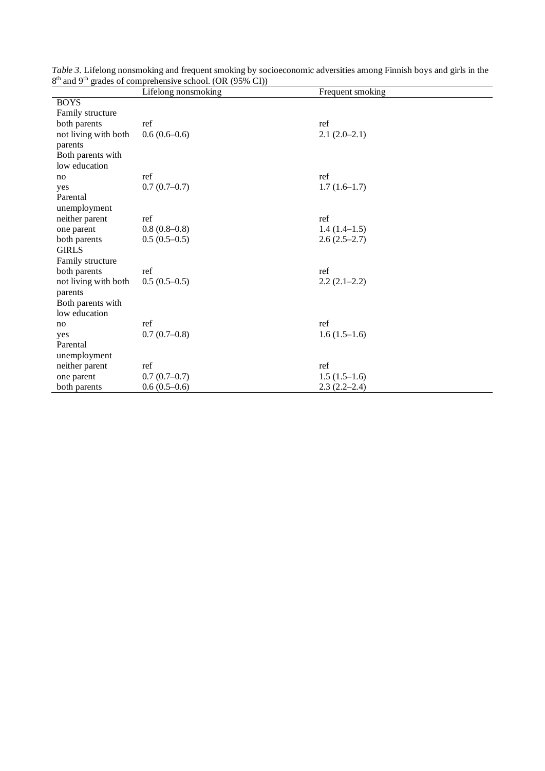*Table 3.* Lifelong nonsmoking and frequent smoking by socioeconomic adversities among Finnish boys and girls in the 8[th] and 9[th] grades of comprehensive school. (OR (95% CI))

| | Lifelong nonsmoking | Frequent smoking |
|---|---|---|
| BOYS | | |
| Family structure | | |
| both parents | ref | ref |
| not living with both parents | 0.6 (0.6–0.6) | 2.1 (2.0–2.1) |
| Both parents with low education | | |
| no | ref | ref |
| yes | 0.7 (0.7–0.7) | 1.7 (1.6–1.7) |
| Parental unemployment | | |
| neither parent | ref | ref |
| one parent | 0.8 (0.8–0.8) | 1.4 (1.4–1.5) |
| both parents | 0.5 (0.5–0.5) | 2.6 (2.5–2.7) |
| GIRLS | | |
| Family structure | | |
| both parents | ref | ref |
| not living with both parents | 0.5 (0.5–0.5) | 2.2 (2.1–2.2) |
| Both parents with low education | | |
| no | ref | ref |
| yes | 0.7 (0.7–0.8) | 1.6 (1.5–1.6) |
| Parental unemployment | | |
| neither parent | ref | ref |
| one parent | 0.7 (0.7–0.7) | 1.5 (1.5–1.6) |
| both parents | 0.6 (0.5–0.6) | 2.3 (2.2–2.4) |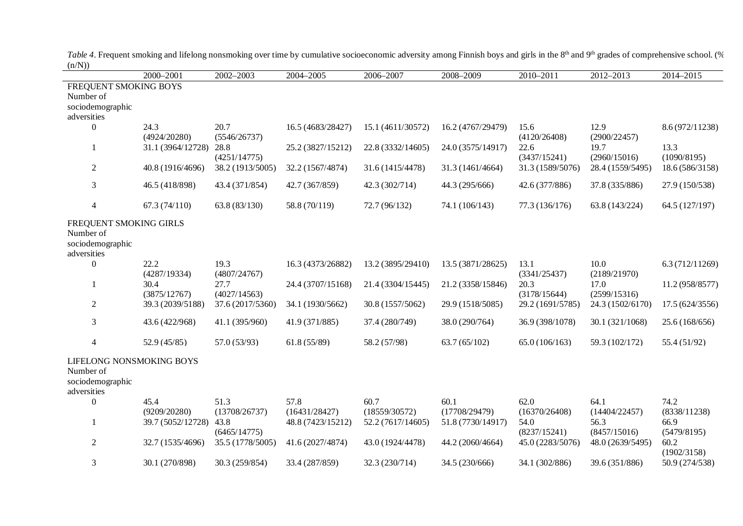*Table 4*. Frequent smoking and lifelong nonsmoking over time by cumulative socioeconomic adversity among Finnish boys and girls in the 8[th] and 9[th] grades of comprehensive school. (% (n/N))

| | 2000–2001 | 2002–2003 | 2004–2005 | 2006–2007 | 2008–2009 | 2010–2011 | 2012–2013 | 2014–2015 |
|---|---|---|---|---|---|---|---|---|
| FREQUENT SMOKING BOYS | | | | | | | | |
| Number of sociodemographic adversities | | | | | | | | |
| 0 | 24.3 (4924/20280) | 20.7 (5546/26737) | 16.5 (4683/28427) | 15.1 (4611/30572) | 16.2 (4767/29479) | 15.6 (4120/26408) | 12.9 (2900/22457) | 8.6 (972/11238) |
| 1 | 31.1 (3964/12728) | 28.8 (4251/14775) | 25.2 (3827/15212) | 22.8 (3332/14605) | 24.0 (3575/14917) | 22.6 (3437/15241) | 19.7 (2960/15016) | 13.3 (1090/8195) |
| 2 | 40.8 (1916/4696) | 38.2 (1913/5005) | 32.2 (1567/4874) | 31.6 (1415/4478) | 31.3 (1461/4664) | 31.3 (1589/5076) | 28.4 (1559/5495) | 18.6 (586/3158) |
| 3 | 46.5 (418/898) | 43.4 (371/854) | 42.7 (367/859) | 42.3 (302/714) | 44.3 (295/666) | 42.6 (377/886) | 37.8 (335/886) | 27.9 (150/538) |
| 4 | 67.3 (74/110) | 63.8 (83/130) | 58.8 (70/119) | 72.7 (96/132) | 74.1 (106/143) | 77.3 (136/176) | 63.8 (143/224) | 64.5 (127/197) |
| FREQUENT SMOKING GIRLS | | | | | | | | |
| Number of sociodemographic adversities | | | | | | | | |
| 0 | 22.2 (4287/19334) | 19.3 (4807/24767) | 16.3 (4373/26882) | 13.2 (3895/29410) | 13.5 (3871/28625) | 13.1 (3341/25437) | 10.0 (2189/21970) | 6.3 (712/11269) |
| 1 | 30.4 (3875/12767) | 27.7 (4027/14563) | 24.4 (3707/15168) | 21.4 (3304/15445) | 21.2 (3358/15846) | 20.3 (3178/15644) | 17.0 (2599/15316) | 11.2 (958/8577) |
| 2 | 39.3 (2039/5188) | 37.6 (2017/5360) | 34.1 (1930/5662) | 30.8 (1557/5062) | 29.9 (1518/5085) | 29.2 (1691/5785) | 24.3 (1502/6170) | 17.5 (624/3556) |
| 3 | 43.6 (422/968) | 41.1 (395/960) | 41.9 (371/885) | 37.4 (280/749) | 38.0 (290/764) | 36.9 (398/1078) | 30.1 (321/1068) | 25.6 (168/656) |
| 4 | 52.9 (45/85) | 57.0 (53/93) | 61.8 (55/89) | 58.2 (57/98) | 63.7 (65/102) | 65.0 (106/163) | 59.3 (102/172) | 55.4 (51/92) |
| LIFELONG NONSMOKING BOYS | | | | | | | | |
| Number of sociodemographic adversities | | | | | | | | |
| 0 | 45.4 (9209/20280) | 51.3 (13708/26737) | 57.8 (16431/28427) | 60.7 (18559/30572) | 60.1 (17708/29479) | 62.0 (16370/26408) | 64.1 (14404/22457) | 74.2 (8338/11238) |
| 1 | 39.7 (5052/12728) | 43.8 (6465/14775) | 48.8 (7423/15212) | 52.2 (7617/14605) | 51.8 (7730/14917) | 54.0 (8237/15241) | 56.3 (8457/15016) | 66.9 (5479/8195) |
| 2 | 32.7 (1535/4696) | 35.5 (1778/5005) | 41.6 (2027/4874) | 43.0 (1924/4478) | 44.2 (2060/4664) | 45.0 (2283/5076) | 48.0 (2639/5495) | 60.2 (1902/3158) |
| 3 | 30.1 (270/898) | 30.3 (259/854) | 33.4 (287/859) | 32.3 (230/714) | 34.5 (230/666) | 34.1 (302/886) | 39.6 (351/886) | 50.9 (274/538) |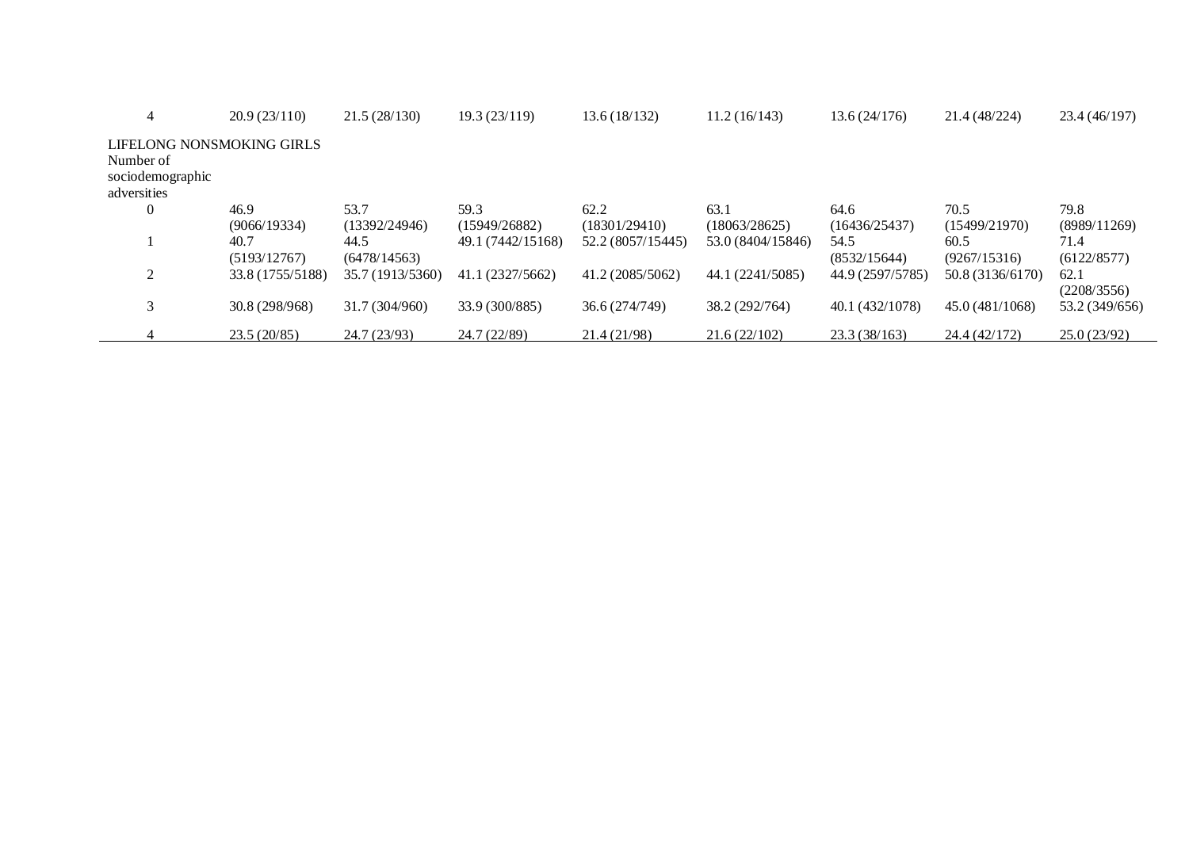| | | | | | | | | |
|---|---|---|---|---|---|---|---|---|
| 4 | 20.9 (23/110) | 21.5 (28/130) | 19.3 (23/119) | 13.6 (18/132) | 11.2 (16/143) | 13.6 (24/176) | 21.4 (48/224) | 23.4 (46/197) |
| LIFELONG NONSMOKING GIRLS | | | | | | | | |
| Number of sociodemographic adversities | | | | | | | | |
| 0 | 46.9 (9066/19334) | 53.7 (13392/24946) | 59.3 (15949/26882) | 62.2 (18301/29410) | 63.1 (18063/28625) | 64.6 (16436/25437) | 70.5 (15499/21970) | 79.8 (8989/11269) |
| 1 | 40.7 (5193/12767) | 44.5 (6478/14563) | 49.1 (7442/15168) | 52.2 (8057/15445) | 53.0 (8404/15846) | 54.5 (8532/15644) | 60.5 (9267/15316) | 71.4 (6122/8577) |
| 2 | 33.8 (1755/5188) | 35.7 (1913/5360) | 41.1 (2327/5662) | 41.2 (2085/5062) | 44.1 (2241/5085) | 44.9 (2597/5785) | 50.8 (3136/6170) | 62.1 (2208/3556) |
| 3 | 30.8 (298/968) | 31.7 (304/960) | 33.9 (300/885) | 36.6 (274/749) | 38.2 (292/764) | 40.1 (432/1078) | 45.0 (481/1068) | 53.2 (349/656) |
| 4 | 23.5 (20/85) | 24.7 (23/93) | 24.7 (22/89) | 21.4 (21/98) | 21.6 (22/102) | 23.3 (38/163) | 24.4 (42/172) | 25.0 (23/92) |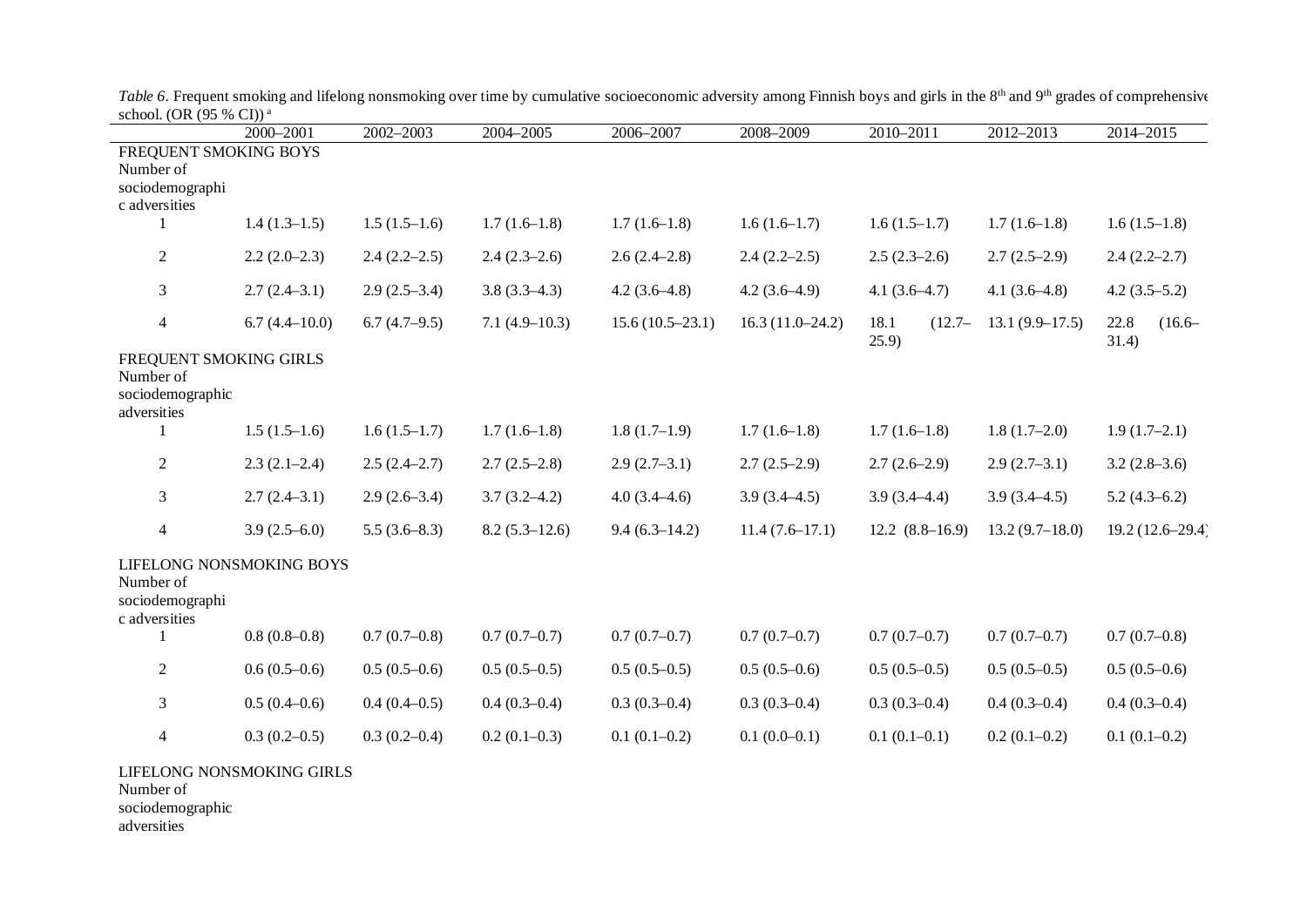*Table 6*. Frequent smoking and lifelong nonsmoking over time by cumulative socioeconomic adversity among Finnish boys and girls in the 8[th] and 9[th] grades of comprehensive school. (OR (95 % CI)) [a]

| | 2000–2001 | 2002–2003 | 2004–2005 | 2006–2007 | 2008–2009 | 2010–2011 | 2012–2013 | 2014–2015 |
|---|---|---|---|---|---|---|---|---|
| FREQUENT SMOKING BOYS | | | | | | | | |
| Number of sociodemographic adversities | | | | | | | | |
| 1 | 1.4 (1.3–1.5) | 1.5 (1.5–1.6) | 1.7 (1.6–1.8) | 1.7 (1.6–1.8) | 1.6 (1.6–1.7) | 1.6 (1.5–1.7) | 1.7 (1.6–1.8) | 1.6 (1.5–1.8) |
| 2 | 2.2 (2.0–2.3) | 2.4 (2.2–2.5) | 2.4 (2.3–2.6) | 2.6 (2.4–2.8) | 2.4 (2.2–2.5) | 2.5 (2.3–2.6) | 2.7 (2.5–2.9) | 2.4 (2.2–2.7) |
| 3 | 2.7 (2.4–3.1) | 2.9 (2.5–3.4) | 3.8 (3.3–4.3) | 4.2 (3.6–4.8) | 4.2 (3.6–4.9) | 4.1 (3.6–4.7) | 4.1 (3.6–4.8) | 4.2 (3.5–5.2) |
| 4 | 6.7 (4.4–10.0) | 6.7 (4.7–9.5) | 7.1 (4.9–10.3) | 15.6 (10.5–23.1) | 16.3 (11.0–24.2) | 18.1 (12.7–25.9) | 13.1 (9.9–17.5) | 22.8 (16.6–31.4) |
| FREQUENT SMOKING GIRLS | | | | | | | | |
| Number of sociodemographic adversities | | | | | | | | |
| 1 | 1.5 (1.5–1.6) | 1.6 (1.5–1.7) | 1.7 (1.6–1.8) | 1.8 (1.7–1.9) | 1.7 (1.6–1.8) | 1.7 (1.6–1.8) | 1.8 (1.7–2.0) | 1.9 (1.7–2.1) |
| 2 | 2.3 (2.1–2.4) | 2.5 (2.4–2.7) | 2.7 (2.5–2.8) | 2.9 (2.7–3.1) | 2.7 (2.5–2.9) | 2.7 (2.6–2.9) | 2.9 (2.7–3.1) | 3.2 (2.8–3.6) |
| 3 | 2.7 (2.4–3.1) | 2.9 (2.6–3.4) | 3.7 (3.2–4.2) | 4.0 (3.4–4.6) | 3.9 (3.4–4.5) | 3.9 (3.4–4.4) | 3.9 (3.4–4.5) | 5.2 (4.3–6.2) |
| 4 | 3.9 (2.5–6.0) | 5.5 (3.6–8.3) | 8.2 (5.3–12.6) | 9.4 (6.3–14.2) | 11.4 (7.6–17.1) | 12.2 (8.8–16.9) | 13.2 (9.7–18.0) | 19.2 (12.6–29.4) |
| LIFELONG NONSMOKING BOYS | | | | | | | | |
| Number of sociodemographic adversities | | | | | | | | |
| 1 | 0.8 (0.8–0.8) | 0.7 (0.7–0.8) | 0.7 (0.7–0.7) | 0.7 (0.7–0.7) | 0.7 (0.7–0.7) | 0.7 (0.7–0.7) | 0.7 (0.7–0.7) | 0.7 (0.7–0.8) |
| 2 | 0.6 (0.5–0.6) | 0.5 (0.5–0.6) | 0.5 (0.5–0.5) | 0.5 (0.5–0.5) | 0.5 (0.5–0.6) | 0.5 (0.5–0.5) | 0.5 (0.5–0.5) | 0.5 (0.5–0.6) |
| 3 | 0.5 (0.4–0.6) | 0.4 (0.4–0.5) | 0.4 (0.3–0.4) | 0.3 (0.3–0.4) | 0.3 (0.3–0.4) | 0.3 (0.3–0.4) | 0.4 (0.3–0.4) | 0.4 (0.3–0.4) |
| 4 | 0.3 (0.2–0.5) | 0.3 (0.2–0.4) | 0.2 (0.1–0.3) | 0.1 (0.1–0.2) | 0.1 (0.0–0.1) | 0.1 (0.1–0.1) | 0.2 (0.1–0.2) | 0.1 (0.1–0.2) |
| LIFELONG NONSMOKING GIRLS | | | | | | | | |
| Number of sociodemographic adversities | | | | | | | | |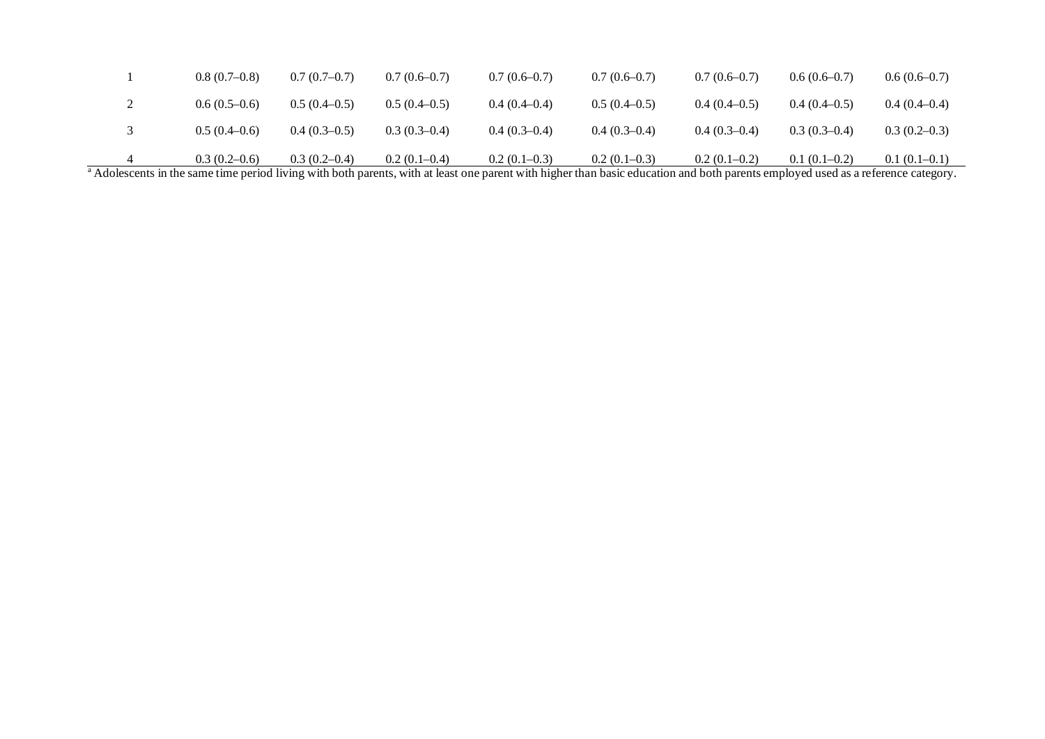| | | | | | | | | |
|---|---|---|---|---|---|---|---|---|
| 1 | 0.8 (0.7–0.8) | 0.7 (0.7–0.7) | 0.7 (0.6–0.7) | 0.7 (0.6–0.7) | 0.7 (0.6–0.7) | 0.7 (0.6–0.7) | 0.6 (0.6–0.7) | 0.6 (0.6–0.7) |
| 2 | 0.6 (0.5–0.6) | 0.5 (0.4–0.5) | 0.5 (0.4–0.5) | 0.4 (0.4–0.4) | 0.5 (0.4–0.5) | 0.4 (0.4–0.5) | 0.4 (0.4–0.5) | 0.4 (0.4–0.4) |
| 3 | 0.5 (0.4–0.6) | 0.4 (0.3–0.5) | 0.3 (0.3–0.4) | 0.4 (0.3–0.4) | 0.4 (0.3–0.4) | 0.4 (0.3–0.4) | 0.3 (0.3–0.4) | 0.3 (0.2–0.3) |
| 4 | 0.3 (0.2–0.6) | 0.3 (0.2–0.4) | 0.2 (0.1–0.4) | 0.2 (0.1–0.3) | 0.2 (0.1–0.3) | 0.2 (0.1–0.2) | 0.1 (0.1–0.2) | 0.1 (0.1–0.1) |

[a] Adolescents in the same time period living with both parents, with at least one parent with higher than basic education and both parents employed used as a reference category.